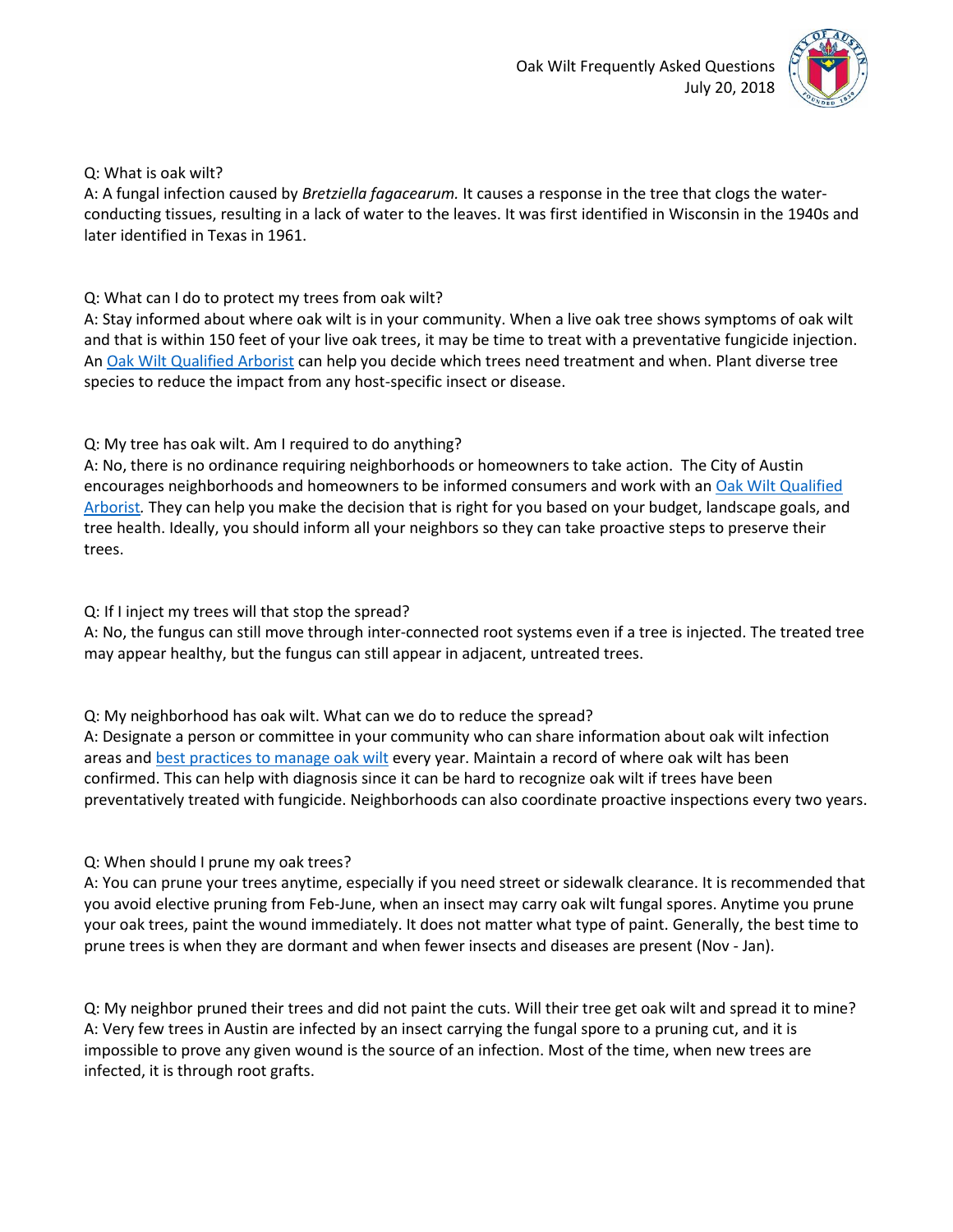Oak Wilt Frequently Asked Questions
July 20, 2018

Q: What is oak wilt?
A: A fungal infection caused by *Bretziella fagacearum.* It causes a response in the tree that clogs the water-conducting tissues, resulting in a lack of water to the leaves. It was first identified in Wisconsin in the 1940s and later identified in Texas in 1961.

Q: What can I do to protect my trees from oak wilt?
A: Stay informed about where oak wilt is in your community. When a live oak tree shows symptoms of oak wilt and that is within 150 feet of your live oak trees, it may be time to treat with a preventative fungicide injection. An [Oak Wilt Qualified Arborist] can help you decide which trees need treatment and when. Plant diverse tree species to reduce the impact from any host-specific insect or disease.

Q: My tree has oak wilt. Am I required to do anything?
A: No, there is no ordinance requiring neighborhoods or homeowners to take action. The City of Austin encourages neighborhoods and homeowners to be informed consumers and work with an [Oak Wilt Qualified Arborist]. They can help you make the decision that is right for you based on your budget, landscape goals, and tree health. Ideally, you should inform all your neighbors so they can take proactive steps to preserve their trees.

Q: If I inject my trees will that stop the spread?
A: No, the fungus can still move through inter-connected root systems even if a tree is injected. The treated tree may appear healthy, but the fungus can still appear in adjacent, untreated trees.

Q: My neighborhood has oak wilt. What can we do to reduce the spread?
A: Designate a person or committee in your community who can share information about oak wilt infection areas and [best practices to manage oak wilt] every year. Maintain a record of where oak wilt has been confirmed. This can help with diagnosis since it can be hard to recognize oak wilt if trees have been preventatively treated with fungicide. Neighborhoods can also coordinate proactive inspections every two years.

Q: When should I prune my oak trees?
A: You can prune your trees anytime, especially if you need street or sidewalk clearance. It is recommended that you avoid elective pruning from Feb-June, when an insect may carry oak wilt fungal spores. Anytime you prune your oak trees, paint the wound immediately. It does not matter what type of paint. Generally, the best time to prune trees is when they are dormant and when fewer insects and diseases are present (Nov - Jan).

Q: My neighbor pruned their trees and did not paint the cuts. Will their tree get oak wilt and spread it to mine?
A: Very few trees in Austin are infected by an insect carrying the fungal spore to a pruning cut, and it is impossible to prove any given wound is the source of an infection. Most of the time, when new trees are infected, it is through root grafts.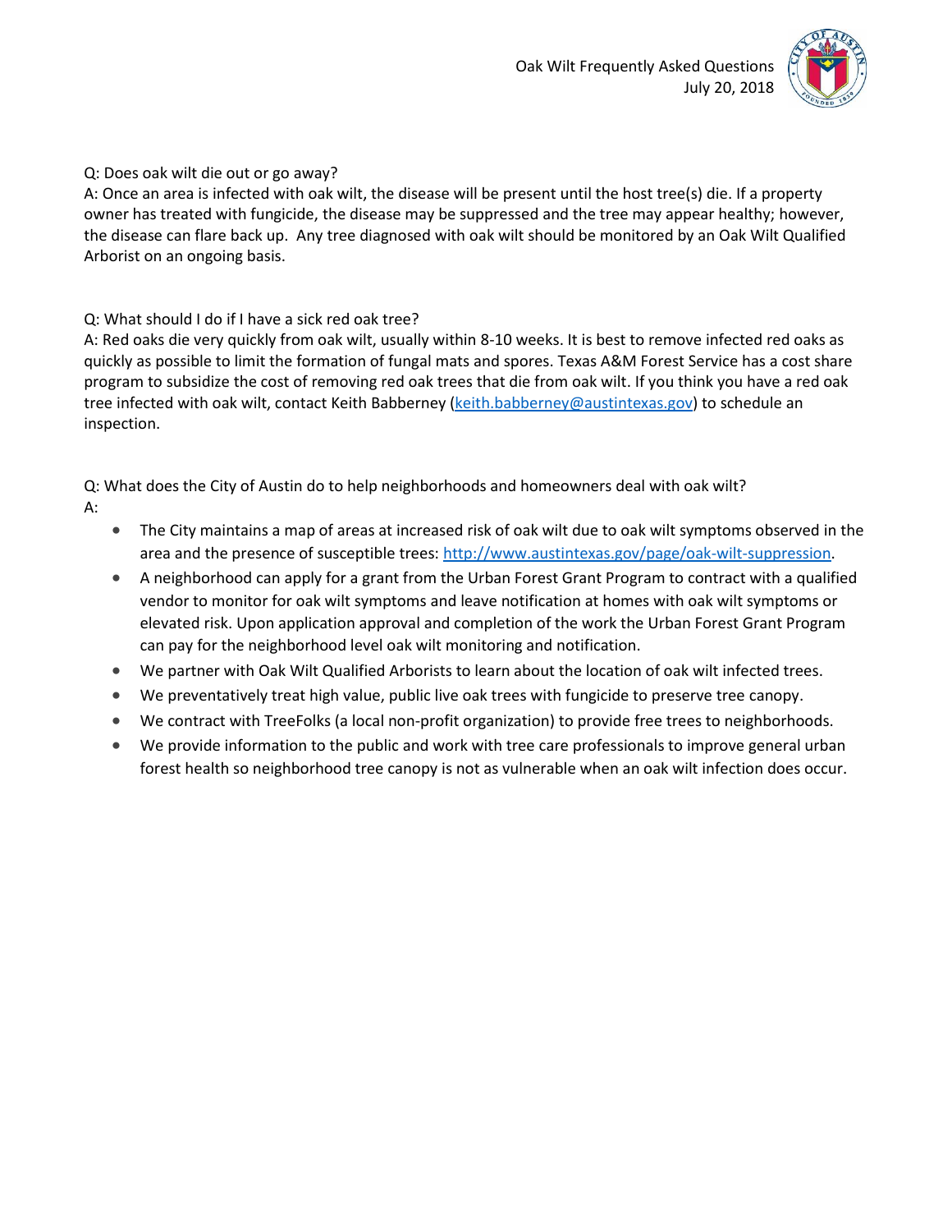Q: Does oak wilt die out or go away?

A: Once an area is infected with oak wilt, the disease will be present until the host tree(s) die. If a property owner has treated with fungicide, the disease may be suppressed and the tree may appear healthy; however, the disease can flare back up. Any tree diagnosed with oak wilt should be monitored by an Oak Wilt Qualified Arborist on an ongoing basis.

Q: What should I do if I have a sick red oak tree?

A: Red oaks die very quickly from oak wilt, usually within 8-10 weeks. It is best to remove infected red oaks as quickly as possible to limit the formation of fungal mats and spores. Texas A&M Forest Service has a cost share program to subsidize the cost of removing red oak trees that die from oak wilt. If you think you have a red oak tree infected with oak wilt, contact Keith Babberney (keith.babberney@austintexas.gov) to schedule an inspection.

Q: What does the City of Austin do to help neighborhoods and homeowners deal with oak wilt?

A:

- The City maintains a map of areas at increased risk of oak wilt due to oak wilt symptoms observed in the area and the presence of susceptible trees: http://www.austintexas.gov/page/oak-wilt-suppression.
- A neighborhood can apply for a grant from the Urban Forest Grant Program to contract with a qualified vendor to monitor for oak wilt symptoms and leave notification at homes with oak wilt symptoms or elevated risk. Upon application approval and completion of the work the Urban Forest Grant Program can pay for the neighborhood level oak wilt monitoring and notification.
- We partner with Oak Wilt Qualified Arborists to learn about the location of oak wilt infected trees.
- We preventatively treat high value, public live oak trees with fungicide to preserve tree canopy.
- We contract with TreeFolks (a local non-profit organization) to provide free trees to neighborhoods.
- We provide information to the public and work with tree care professionals to improve general urban forest health so neighborhood tree canopy is not as vulnerable when an oak wilt infection does occur.